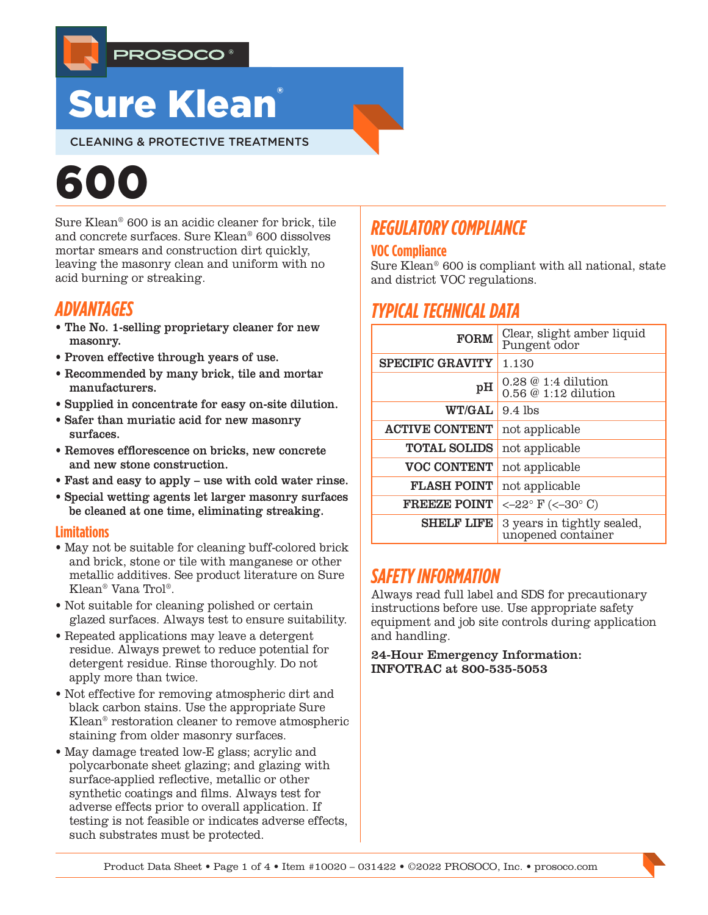PROSOCO®

# Sure Klean®

CLEANING & PROTECTIVE TREATMENTS

# 600

Sure Klean® 600 is an acidic cleaner for brick, tile and concrete surfaces. Sure Klean® 600 dissolves mortar smears and construction dirt quickly, leaving the masonry clean and uniform with no acid burning or streaking.

## ADVANTAGES

- **The No. 1-selling proprietary cleaner for new masonry.**
- **Proven effective through years of use.**
- **Recommended by many brick, tile and mortar manufacturers.**
- **Supplied in concentrate for easy on-site dilution.**
- **Safer than muriatic acid for new masonry surfaces.**
- **Removes efflorescence on bricks, new concrete and new stone construction.**
- **Fast and easy to apply – use with cold water rinse.**
- **Special wetting agents let larger masonry surfaces be cleaned at one time, eliminating streaking.**

### Limitations

- May not be suitable for cleaning buff-colored brick and brick, stone or tile with manganese or other metallic additives. See product literature on Sure Klean® Vana Trol®.
- Not suitable for cleaning polished or certain glazed surfaces. Always test to ensure suitability.
- Repeated applications may leave a detergent residue. Always prewet to reduce potential for detergent residue. Rinse thoroughly. Do not apply more than twice.
- Not effective for removing atmospheric dirt and black carbon stains. Use the appropriate Sure Klean® restoration cleaner to remove atmospheric staining from older masonry surfaces.
- May damage treated low-E glass; acrylic and polycarbonate sheet glazing; and glazing with surface-applied reflective, metallic or other synthetic coatings and films. Always test for adverse effects prior to overall application. If testing is not feasible or indicates adverse effects, such substrates must be protected.

## REGULATORY COMPLIANCE

### VOC Compliance

Sure Klean® 600 is compliant with all national, state and district VOC regulations.

## TYPICAL TECHNICAL DATA

| | |
|---|---|
| **FORM** | Clear, slight amber liquid<br>Pungent odor |
| **SPECIFIC GRAVITY** | 1.130 |
| **pH** | 0.28 @ 1:4 dilution<br>0.56 @ 1:12 dilution |
| **WT/GAL** | 9.4 lbs |
| **ACTIVE CONTENT** | not applicable |
| **TOTAL SOLIDS** | not applicable |
| **VOC CONTENT** | not applicable |
| **FLASH POINT** | not applicable |
| **FREEZE POINT** | <–22° F (<–30° C) |
| **SHELF LIFE** | 3 years in tightly sealed, unopened container |

## SAFETY INFORMATION

Always read full label and SDS for precautionary instructions before use. Use appropriate safety equipment and job site controls during application and handling.

**24-Hour Emergency Information:**
**INFOTRAC at 800-535-5053**

Product Data Sheet • Item #10020 – 031422 • ©2022 PROSOCO, Inc. • prosoco.com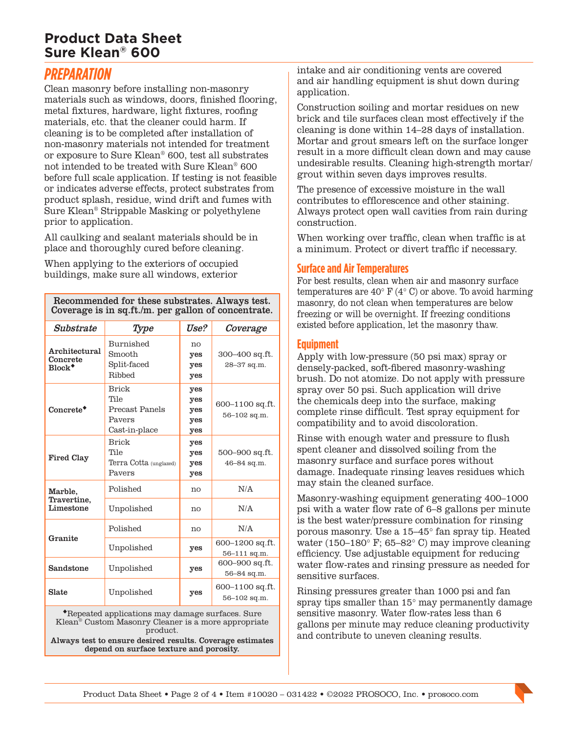# Product Data Sheet
# Sure Klean® 600

## PREPARATION

Clean masonry before installing non-masonry materials such as windows, doors, finished flooring, metal fixtures, hardware, light fixtures, roofing materials, etc. that the cleaner could harm. If cleaning is to be completed after installation of non-masonry materials not intended for treatment or exposure to Sure Klean® 600, test all substrates not intended to be treated with Sure Klean® 600 before full scale application. If testing is not feasible or indicates adverse effects, protect substrates from product splash, residue, wind drift and fumes with Sure Klean® Strippable Masking or polyethylene prior to application.

All caulking and sealant materials should be in place and thoroughly cured before cleaning.

When applying to the exteriors of occupied buildings, make sure all windows, exterior intake and air conditioning vents are covered and air handling equipment is shut down during application.

Construction soiling and mortar residues on new brick and tile surfaces clean most effectively if the cleaning is done within 14–28 days of installation. Mortar and grout smears left on the surface longer result in a more difficult clean down and may cause undesirable results. Cleaning high-strength mortar/grout within seven days improves results.

The presence of excessive moisture in the wall contributes to efflorescence and other staining. Always protect open wall cavities from rain during construction.

When working over traffic, clean when traffic is at a minimum. Protect or divert traffic if necessary.

**Recommended for these substrates. Always test. Coverage is in sq.ft./m. per gallon of concentrate.**

| *Substrate* | *Type* | *Use?* | *Coverage* |
|---|---|---|---|
| **Architectural Concrete Block◆** | Burnished<br>Smooth<br>Split-faced<br>Ribbed | no<br>**yes**<br>**yes**<br>**yes** | 300–400 sq.ft.<br>28–37 sq.m. |
| **Concrete◆** | Brick<br>Tile<br>Precast Panels<br>Pavers<br>Cast-in-place | **yes**<br>**yes**<br>**yes**<br>**yes**<br>**yes** | 600–1100 sq.ft.<br>56–102 sq.m. |
| **Fired Clay** | Brick<br>Tile<br>Terra Cotta (unglazed)<br>Pavers | **yes**<br>**yes**<br>**yes**<br>**yes** | 500–900 sq.ft.<br>46–84 sq.m. |
| **Marble, Travertine, Limestone** | Polished | no | N/A |
| | Unpolished | no | N/A |
| **Granite** | Polished | no | N/A |
| | Unpolished | **yes** | 600–1200 sq.ft.<br>56–111 sq.m. |
| **Sandstone** | Unpolished | **yes** | 600–900 sq.ft.<br>56–84 sq.m. |
| **Slate** | Unpolished | **yes** | 600–1100 sq.ft.<br>56–102 sq.m. |

◆Repeated applications may damage surfaces. Sure Klean® Custom Masonry Cleaner is a more appropriate product.

**Always test to ensure desired results. Coverage estimates depend on surface texture and porosity.**

### Surface and Air Temperatures

For best results, clean when air and masonry surface temperatures are 40° F (4° C) or above. To avoid harming masonry, do not clean when temperatures are below freezing or will be overnight. If freezing conditions existed before application, let the masonry thaw.

### Equipment

Apply with low-pressure (50 psi max) spray or densely-packed, soft-fibered masonry-washing brush. Do not atomize. Do not apply with pressure spray over 50 psi. Such application will drive the chemicals deep into the surface, making complete rinse difficult. Test spray equipment for compatibility and to avoid discoloration.

Rinse with enough water and pressure to flush spent cleaner and dissolved soiling from the masonry surface and surface pores without damage. Inadequate rinsing leaves residues which may stain the cleaned surface.

Masonry-washing equipment generating 400–1000 psi with a water flow rate of 6–8 gallons per minute is the best water/pressure combination for rinsing porous masonry. Use a 15–45° fan spray tip. Heated water (150–180° F; 65–82° C) may improve cleaning efficiency. Use adjustable equipment for reducing water flow-rates and rinsing pressure as needed for sensitive surfaces.

Rinsing pressures greater than 1000 psi and fan spray tips smaller than 15° may permanently damage sensitive masonry. Water flow-rates less than 6 gallons per minute may reduce cleaning productivity and contribute to uneven cleaning results.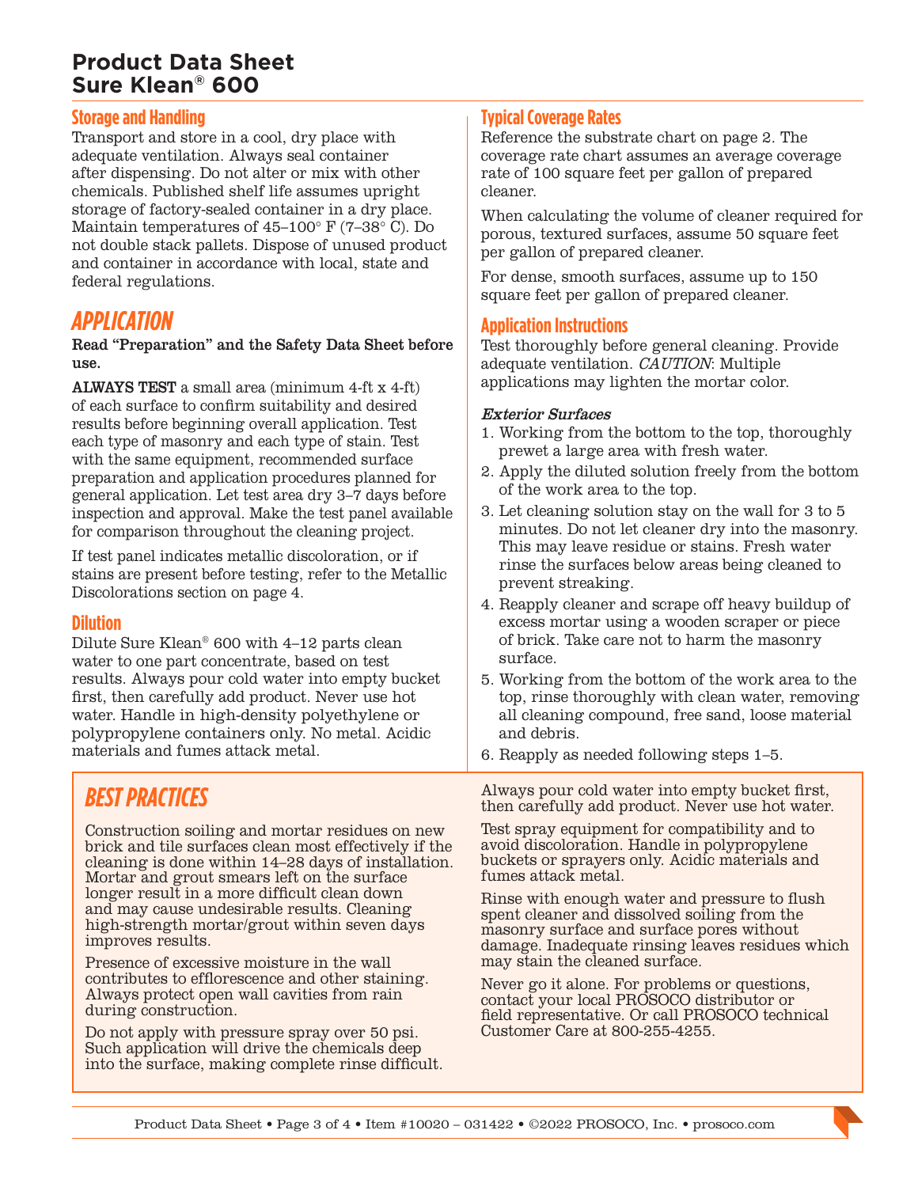# Product Data Sheet
# Sure Klean® 600

## Storage and Handling

Transport and store in a cool, dry place with adequate ventilation. Always seal container after dispensing. Do not alter or mix with other chemicals. Published shelf life assumes upright storage of factory-sealed container in a dry place. Maintain temperatures of 45–100° F (7–38° C). Do not double stack pallets. Dispose of unused product and container in accordance with local, state and federal regulations.

## *APPLICATION*

**Read "Preparation" and the Safety Data Sheet before use.**

**ALWAYS TEST** a small area (minimum 4-ft x 4-ft) of each surface to confirm suitability and desired results before beginning overall application. Test each type of masonry and each type of stain. Test with the same equipment, recommended surface preparation and application procedures planned for general application. Let test area dry 3–7 days before inspection and approval. Make the test panel available for comparison throughout the cleaning project.

If test panel indicates metallic discoloration, or if stains are present before testing, refer to the Metallic Discolorations section on page 4.

### Dilution

Dilute Sure Klean® 600 with 4–12 parts clean water to one part concentrate, based on test results. Always pour cold water into empty bucket first, then carefully add product. Never use hot water. Handle in high-density polyethylene or polypropylene containers only. No metal. Acidic materials and fumes attack metal.

### Typical Coverage Rates

Reference the substrate chart on page 2. The coverage rate chart assumes an average coverage rate of 100 square feet per gallon of prepared cleaner.

When calculating the volume of cleaner required for porous, textured surfaces, assume 50 square feet per gallon of prepared cleaner.

For dense, smooth surfaces, assume up to 150 square feet per gallon of prepared cleaner.

### Application Instructions

Test thoroughly before general cleaning. Provide adequate ventilation. *CAUTION*: Multiple applications may lighten the mortar color.

***Exterior Surfaces***

1. Working from the bottom to the top, thoroughly prewet a large area with fresh water.
2. Apply the diluted solution freely from the bottom of the work area to the top.
3. Let cleaning solution stay on the wall for 3 to 5 minutes. Do not let cleaner dry into the masonry. This may leave residue or stains. Fresh water rinse the surfaces below areas being cleaned to prevent streaking.
4. Reapply cleaner and scrape off heavy buildup of excess mortar using a wooden scraper or piece of brick. Take care not to harm the masonry surface.
5. Working from the bottom of the work area to the top, rinse thoroughly with clean water, removing all cleaning compound, free sand, loose material and debris.
6. Reapply as needed following steps 1–5.

## *BEST PRACTICES*

Construction soiling and mortar residues on new brick and tile surfaces clean most effectively if the cleaning is done within 14–28 days of installation. Mortar and grout smears left on the surface longer result in a more difficult clean down and may cause undesirable results. Cleaning high-strength mortar/grout within seven days improves results.

Presence of excessive moisture in the wall contributes to efflorescence and other staining. Always protect open wall cavities from rain during construction.

Do not apply with pressure spray over 50 psi. Such application will drive the chemicals deep into the surface, making complete rinse difficult.

Always pour cold water into empty bucket first, then carefully add product. Never use hot water.

Test spray equipment for compatibility and to avoid discoloration. Handle in polypropylene buckets or sprayers only. Acidic materials and fumes attack metal.

Rinse with enough water and pressure to flush spent cleaner and dissolved soiling from the masonry surface and surface pores without damage. Inadequate rinsing leaves residues which may stain the cleaned surface.

Never go it alone. For problems or questions, contact your local PROSOCO distributor or field representative. Or call PROSOCO technical Customer Care at 800-255-4255.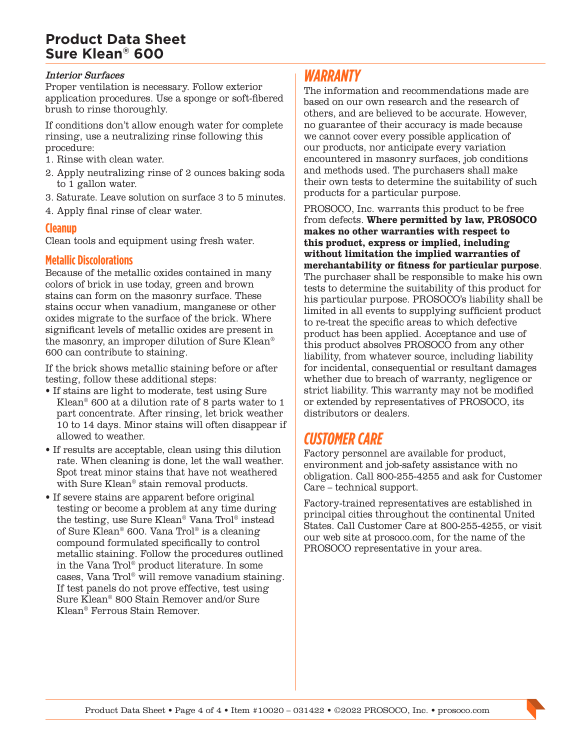*Interior Surfaces*

Proper ventilation is necessary. Follow exterior application procedures. Use a sponge or soft-fibered brush to rinse thoroughly.

If conditions don't allow enough water for complete rinsing, use a neutralizing rinse following this procedure:

1. Rinse with clean water.
2. Apply neutralizing rinse of 2 ounces baking soda to 1 gallon water.
3. Saturate. Leave solution on surface 3 to 5 minutes.
4. Apply final rinse of clear water.

## Cleanup

Clean tools and equipment using fresh water.

## Metallic Discolorations

Because of the metallic oxides contained in many colors of brick in use today, green and brown stains can form on the masonry surface. These stains occur when vanadium, manganese or other oxides migrate to the surface of the brick. Where significant levels of metallic oxides are present in the masonry, an improper dilution of Sure Klean® 600 can contribute to staining.

If the brick shows metallic staining before or after testing, follow these additional steps:

- If stains are light to moderate, test using Sure Klean® 600 at a dilution rate of 8 parts water to 1 part concentrate. After rinsing, let brick weather 10 to 14 days. Minor stains will often disappear if allowed to weather.
- If results are acceptable, clean using this dilution rate. When cleaning is done, let the wall weather. Spot treat minor stains that have not weathered with Sure Klean® stain removal products.
- If severe stains are apparent before original testing or become a problem at any time during the testing, use Sure Klean® Vana Trol® instead of Sure Klean® 600. Vana Trol® is a cleaning compound formulated specifically to control metallic staining. Follow the procedures outlined in the Vana Trol® product literature. In some cases, Vana Trol® will remove vanadium staining. If test panels do not prove effective, test using Sure Klean® 800 Stain Remover and/or Sure Klean® Ferrous Stain Remover.

## WARRANTY

The information and recommendations made are based on our own research and the research of others, and are believed to be accurate. However, no guarantee of their accuracy is made because we cannot cover every possible application of our products, nor anticipate every variation encountered in masonry surfaces, job conditions and methods used. The purchasers shall make their own tests to determine the suitability of such products for a particular purpose.

PROSOCO, Inc. warrants this product to be free from defects. **Where permitted by law, PROSOCO makes no other warranties with respect to this product, express or implied, including without limitation the implied warranties of merchantability or fitness for particular purpose**. The purchaser shall be responsible to make his own tests to determine the suitability of this product for his particular purpose. PROSOCO's liability shall be limited in all events to supplying sufficient product to re-treat the specific areas to which defective product has been applied. Acceptance and use of this product absolves PROSOCO from any other liability, from whatever source, including liability for incidental, consequential or resultant damages whether due to breach of warranty, negligence or strict liability. This warranty may not be modified or extended by representatives of PROSOCO, its distributors or dealers.

## CUSTOMER CARE

Factory personnel are available for product, environment and job-safety assistance with no obligation. Call 800-255-4255 and ask for Customer Care – technical support.

Factory-trained representatives are established in principal cities throughout the continental United States. Call Customer Care at 800-255-4255, or visit our web site at prosoco.com, for the name of the PROSOCO representative in your area.